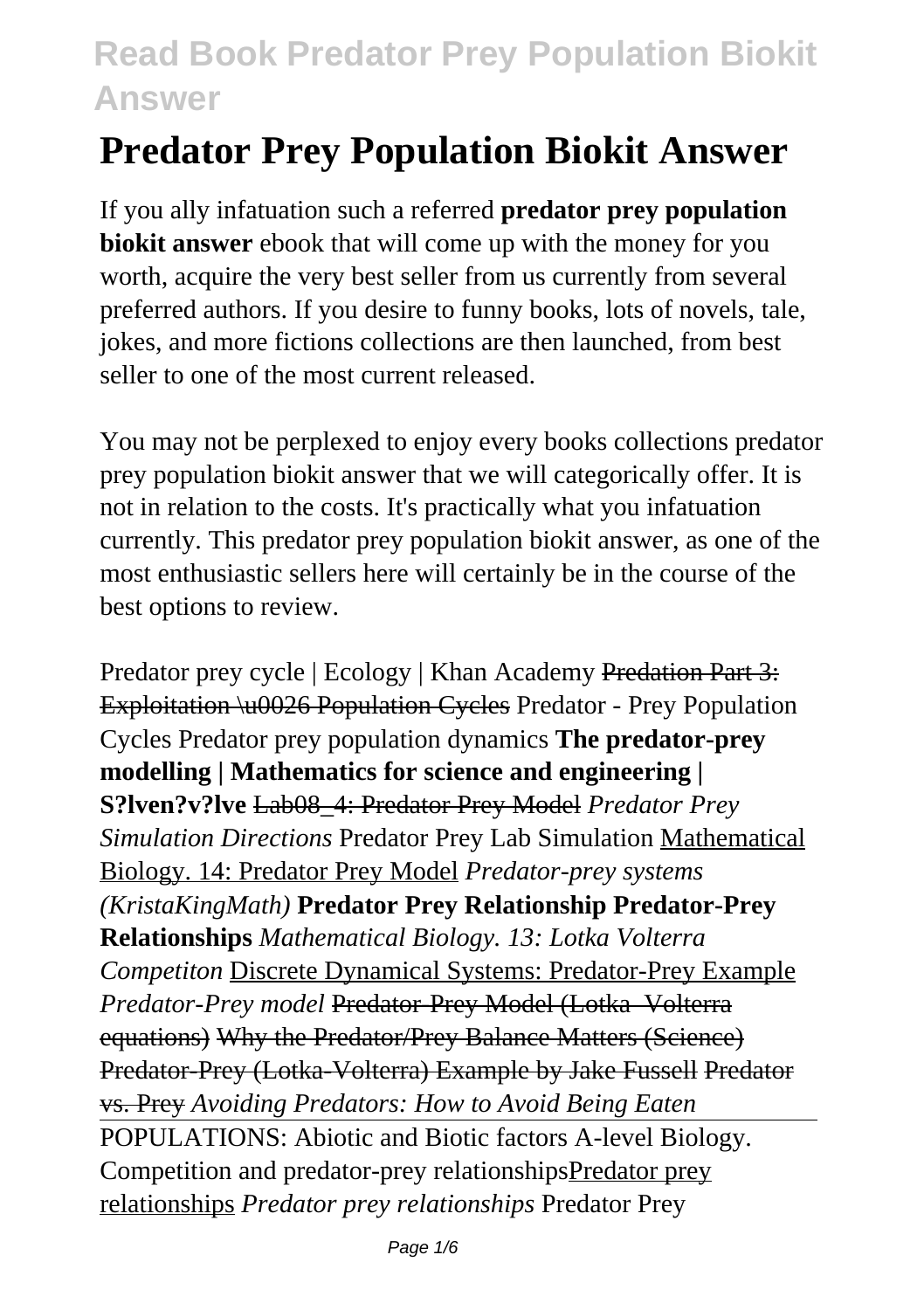# Predator Prey Population Biokit Answer

If you ally infatuation such a referred **predator prey population biokit answer** ebook that will come up with the money for you worth, acquire the very best seller from us currently from several preferred authors. If you desire to funny books, lots of novels, tale, jokes, and more fictions collections are then launched, from best seller to one of the most current released.

You may not be perplexed to enjoy every books collections predator prey population biokit answer that we will categorically offer. It is not in relation to the costs. It's practically what you infatuation currently. This predator prey population biokit answer, as one of the most enthusiastic sellers here will certainly be in the course of the best options to review.

Predator prey cycle | Ecology | Khan Academy ~~Predation Part 3: Exploitation \u0026 Population Cycles~~ Predator - Prey Population Cycles Predator prey population dynamics **The predator-prey modelling | Mathematics for science and engineering | S?lven?v?lve** ~~Lab08_4: Predator Prey Model~~ *Predator Prey Simulation Directions* Predator Prey Lab Simulation Mathematical Biology. 14: Predator Prey Model *Predator-prey systems (KristaKingMath)* **Predator Prey Relationship Predator-Prey Relationships** *Mathematical Biology. 13: Lotka Volterra Competiton* Discrete Dynamical Systems: Predator-Prey Example *Predator-Prey model* ~~Predator-Prey Model (Lotka–Volterra equations)~~ ~~Why the Predator/Prey Balance Matters (Science)~~ ~~Predator-Prey (Lotka-Volterra) Example by Jake Fussell~~ ~~Predator vs. Prey~~ *Avoiding Predators: How to Avoid Being Eaten*

POPULATIONS: Abiotic and Biotic factors A-level Biology. Competition and predator-prey relationshipsPredator prey relationships *Predator prey relationships* Predator Prey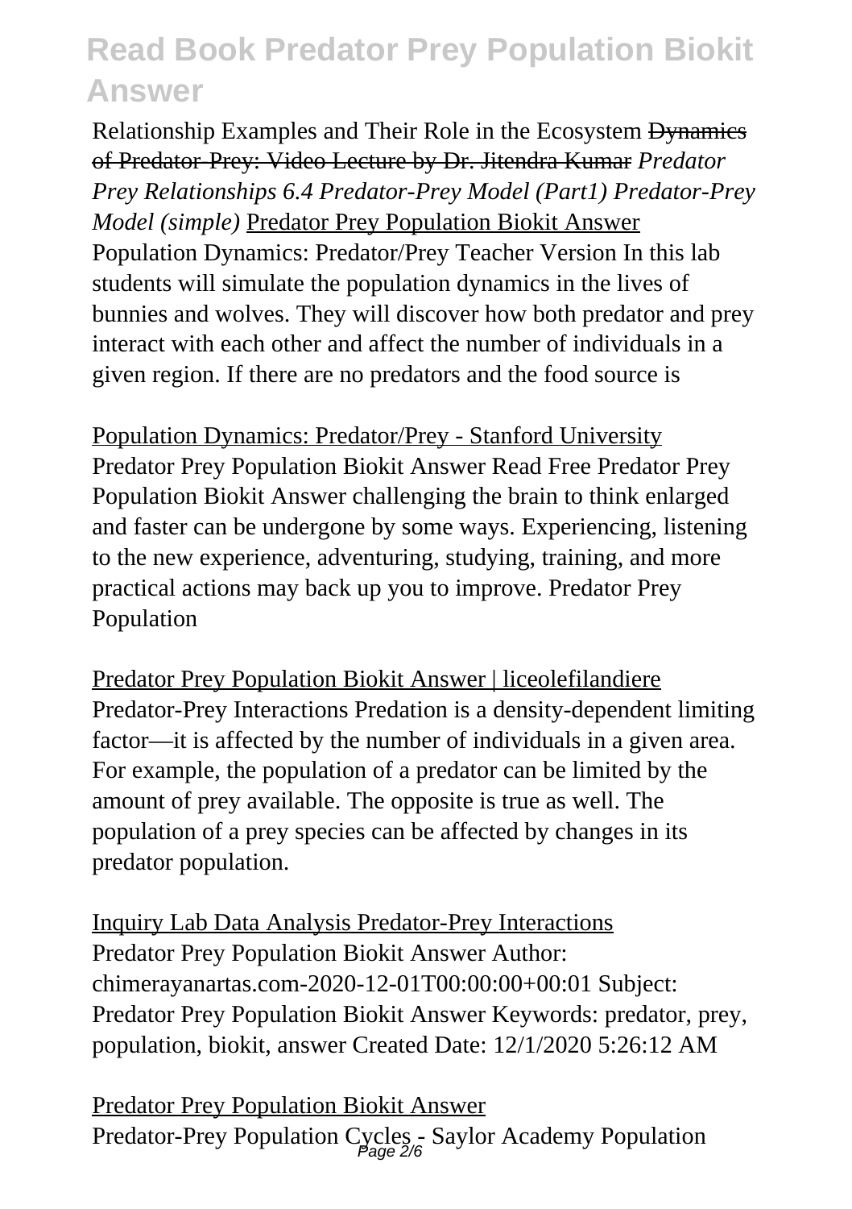Relationship Examples and Their Role in the Ecosystem ~~Dynamics of Predator-Prey: Video Lecture by Dr. Jitendra Kumar~~ *Predator Prey Relationships 6.4 Predator-Prey Model (Part1) Predator-Prey Model (simple)* Predator Prey Population Biokit Answer

Population Dynamics: Predator/Prey Teacher Version In this lab students will simulate the population dynamics in the lives of bunnies and wolves. They will discover how both predator and prey interact with each other and affect the number of individuals in a given region. If there are no predators and the food source is

Population Dynamics: Predator/Prey - Stanford University

Predator Prey Population Biokit Answer Read Free Predator Prey Population Biokit Answer challenging the brain to think enlarged and faster can be undergone by some ways. Experiencing, listening to the new experience, adventuring, studying, training, and more practical actions may back up you to improve. Predator Prey Population

Predator Prey Population Biokit Answer | liceolefilandiere

Predator-Prey Interactions Predation is a density-dependent limiting factor—it is affected by the number of individuals in a given area. For example, the population of a predator can be limited by the amount of prey available. The opposite is true as well. The population of a prey species can be affected by changes in its predator population.

Inquiry Lab Data Analysis Predator-Prey Interactions

Predator Prey Population Biokit Answer Author: chimerayanartas.com-2020-12-01T00:00:00+00:01 Subject: Predator Prey Population Biokit Answer Keywords: predator, prey, population, biokit, answer Created Date: 12/1/2020 5:26:12 AM

Predator Prey Population Biokit Answer

Predator-Prey Population Cycles - Saylor Academy Population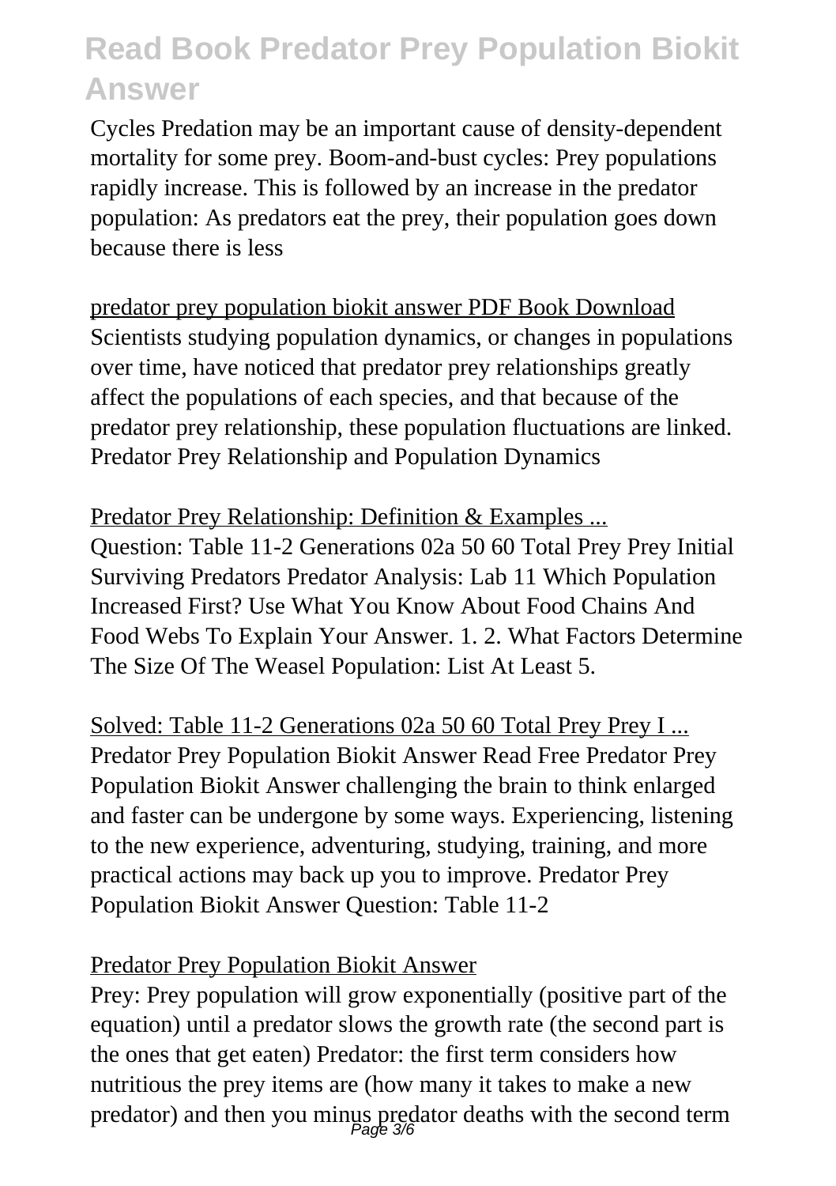Cycles Predation may be an important cause of density-dependent mortality for some prey. Boom-and-bust cycles: Prey populations rapidly increase. This is followed by an increase in the predator population: As predators eat the prey, their population goes down because there is less

predator prey population biokit answer PDF Book Download

Scientists studying population dynamics, or changes in populations over time, have noticed that predator prey relationships greatly affect the populations of each species, and that because of the predator prey relationship, these population fluctuations are linked. Predator Prey Relationship and Population Dynamics

Predator Prey Relationship: Definition & Examples ...

Question: Table 11-2 Generations 02a 50 60 Total Prey Prey Initial Surviving Predators Predator Analysis: Lab 11 Which Population Increased First? Use What You Know About Food Chains And Food Webs To Explain Your Answer. 1. 2. What Factors Determine The Size Of The Weasel Population: List At Least 5.

Solved: Table 11-2 Generations 02a 50 60 Total Prey Prey I ...

Predator Prey Population Biokit Answer Read Free Predator Prey Population Biokit Answer challenging the brain to think enlarged and faster can be undergone by some ways. Experiencing, listening to the new experience, adventuring, studying, training, and more practical actions may back up you to improve. Predator Prey Population Biokit Answer Question: Table 11-2

Predator Prey Population Biokit Answer

Prey: Prey population will grow exponentially (positive part of the equation) until a predator slows the growth rate (the second part is the ones that get eaten) Predator: the first term considers how nutritious the prey items are (how many it takes to make a new predator) and then you minus predator deaths with the second term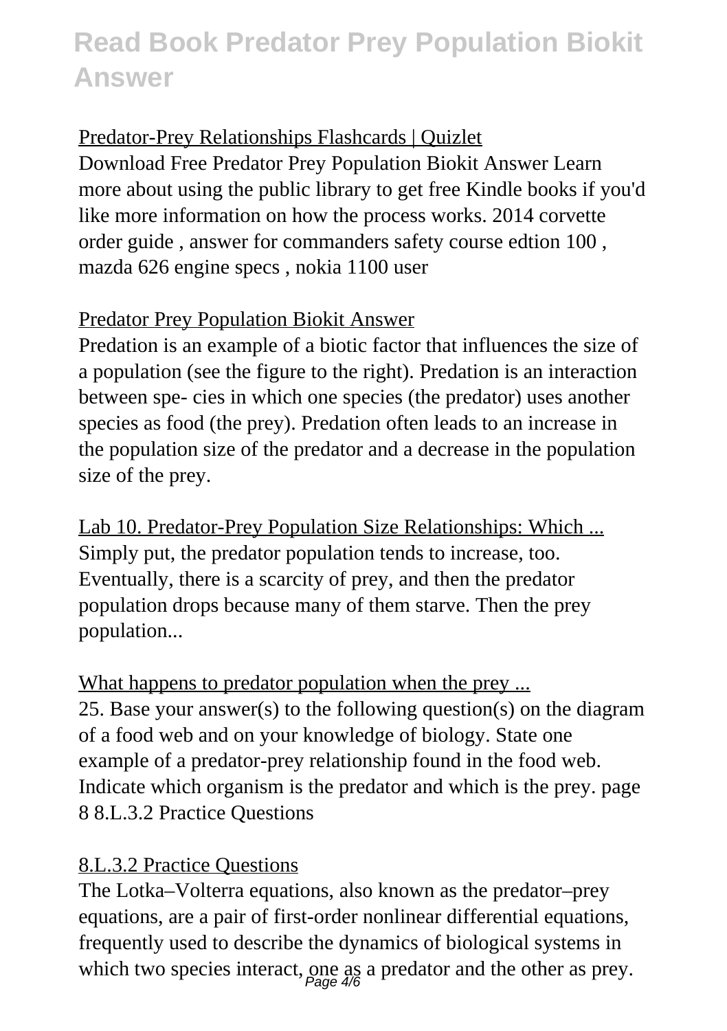Predator-Prey Relationships Flashcards | Quizlet

Download Free Predator Prey Population Biokit Answer Learn more about using the public library to get free Kindle books if you'd like more information on how the process works. 2014 corvette order guide , answer for commanders safety course edtion 100 , mazda 626 engine specs , nokia 1100 user

Predator Prey Population Biokit Answer

Predation is an example of a biotic factor that influences the size of a population (see the figure to the right). Predation is an interaction between spe- cies in which one species (the predator) uses another species as food (the prey). Predation often leads to an increase in the population size of the predator and a decrease in the population size of the prey.

Lab 10. Predator-Prey Population Size Relationships: Which ...

Simply put, the predator population tends to increase, too. Eventually, there is a scarcity of prey, and then the predator population drops because many of them starve. Then the prey population...

What happens to predator population when the prey ...

25. Base your answer(s) to the following question(s) on the diagram of a food web and on your knowledge of biology. State one example of a predator-prey relationship found in the food web. Indicate which organism is the predator and which is the prey. page 8 8.L.3.2 Practice Questions

8.L.3.2 Practice Questions

The Lotka–Volterra equations, also known as the predator–prey equations, are a pair of first-order nonlinear differential equations, frequently used to describe the dynamics of biological systems in which two species interact, one as a predator and the other as prey.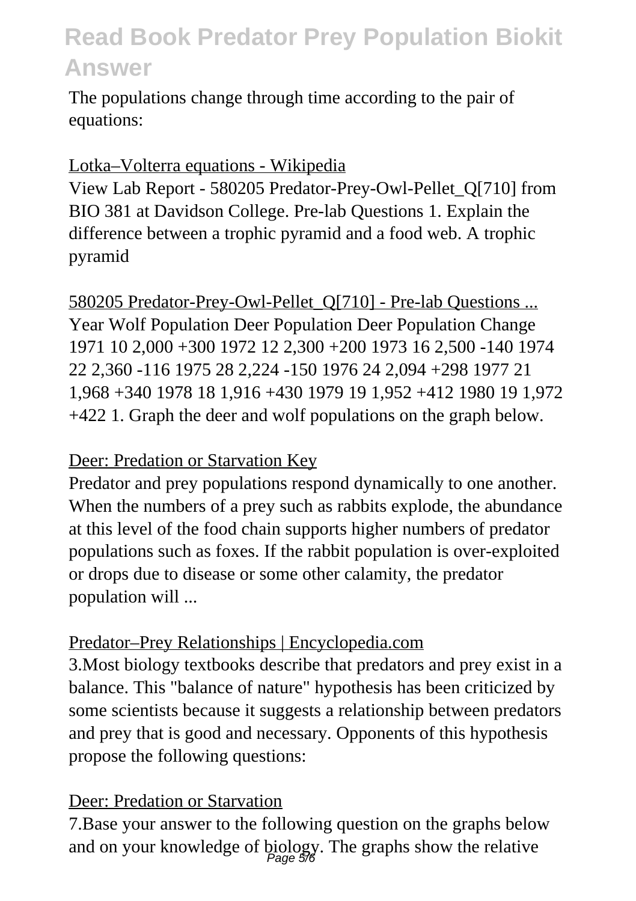The populations change through time according to the pair of equations:

Lotka–Volterra equations - Wikipedia

View Lab Report - 580205 Predator-Prey-Owl-Pellet_Q[710] from BIO 381 at Davidson College. Pre-lab Questions 1. Explain the difference between a trophic pyramid and a food web. A trophic pyramid

580205 Predator-Prey-Owl-Pellet_Q[710] - Pre-lab Questions ...

Year Wolf Population Deer Population Deer Population Change 1971 10 2,000 +300 1972 12 2,300 +200 1973 16 2,500 -140 1974 22 2,360 -116 1975 28 2,224 -150 1976 24 2,094 +298 1977 21 1,968 +340 1978 18 1,916 +430 1979 19 1,952 +412 1980 19 1,972 +422 1. Graph the deer and wolf populations on the graph below.

Deer: Predation or Starvation Key

Predator and prey populations respond dynamically to one another. When the numbers of a prey such as rabbits explode, the abundance at this level of the food chain supports higher numbers of predator populations such as foxes. If the rabbit population is over-exploited or drops due to disease or some other calamity, the predator population will ...

Predator–Prey Relationships | Encyclopedia.com

3.Most biology textbooks describe that predators and prey exist in a balance. This "balance of nature" hypothesis has been criticized by some scientists because it suggests a relationship between predators and prey that is good and necessary. Opponents of this hypothesis propose the following questions:

Deer: Predation or Starvation

7.Base your answer to the following question on the graphs below and on your knowledge of biology. The graphs show the relative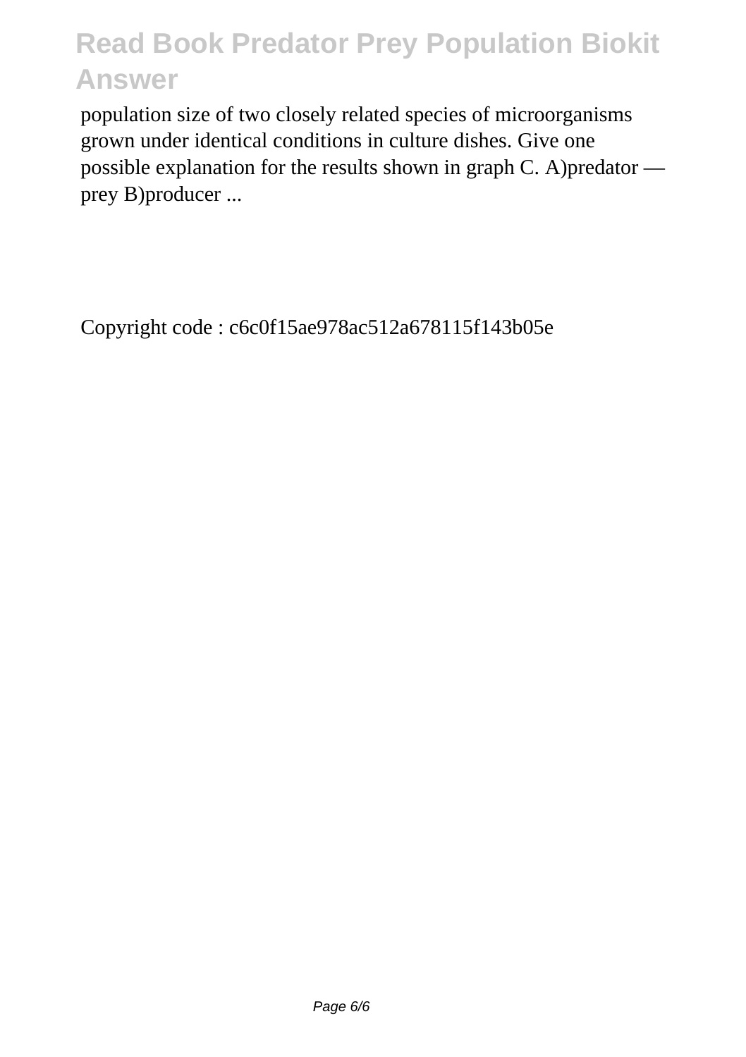population size of two closely related species of microorganisms grown under identical conditions in culture dishes. Give one possible explanation for the results shown in graph C. A)predator — prey B)producer ...

Copyright code : c6c0f15ae978ac512a678115f143b05e